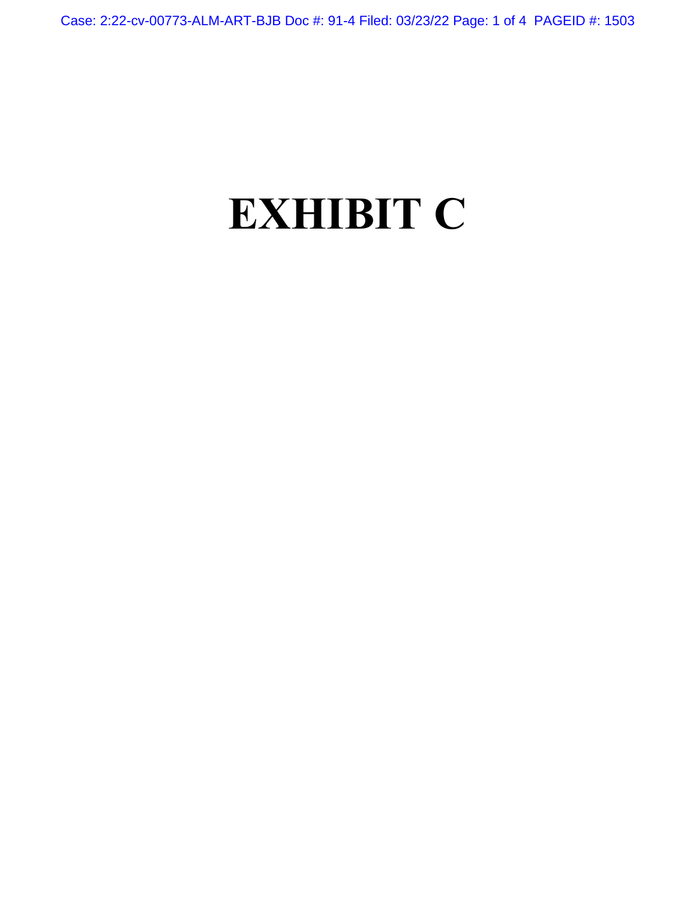# EXHIBIT C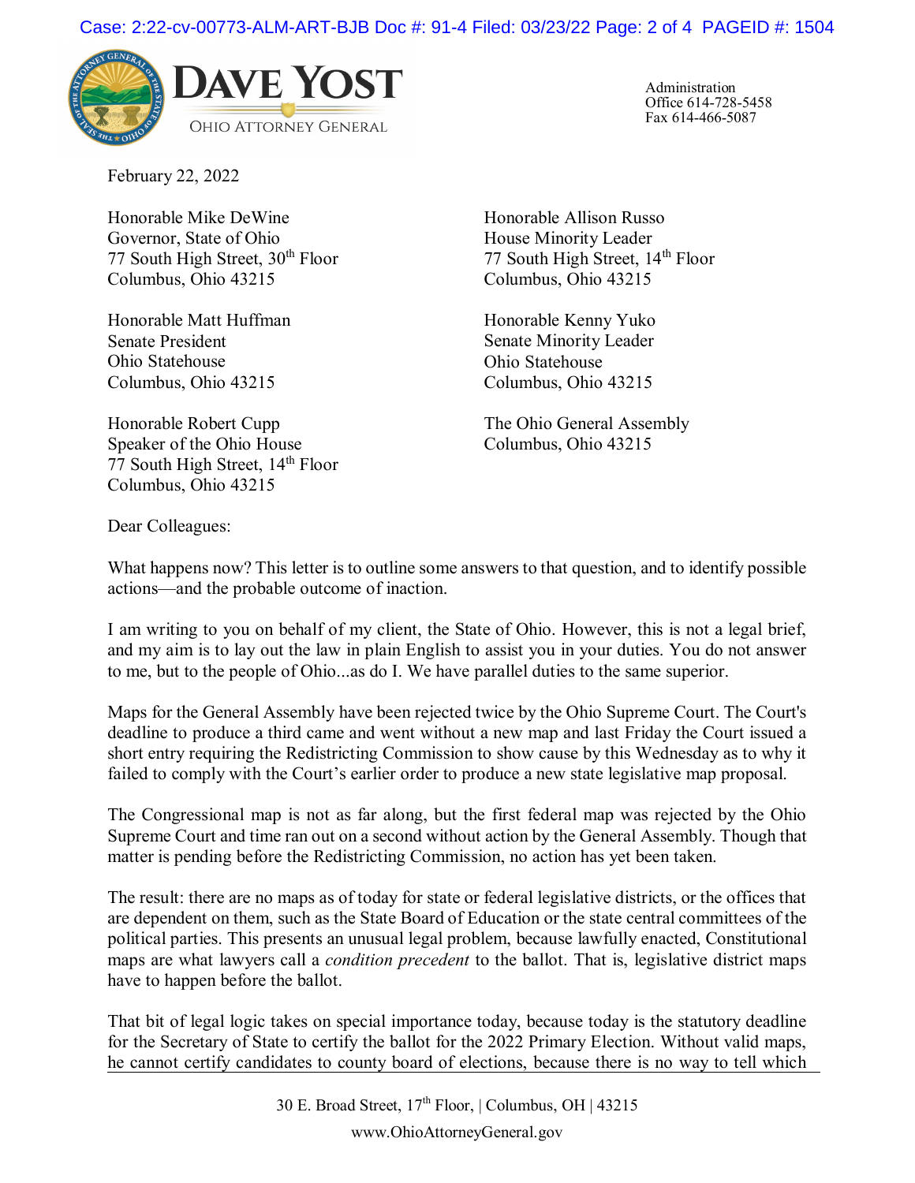**DAVE YOST**
OHIO ATTORNEY GENERAL

Administration
Office 614-728-5458
Fax 614-466-5087

February 22, 2022

Honorable Mike DeWine
Governor, State of Ohio
77 South High Street, 30th Floor
Columbus, Ohio 43215

Honorable Matt Huffman
Senate President
Ohio Statehouse
Columbus, Ohio 43215

Honorable Robert Cupp
Speaker of the Ohio House
77 South High Street, 14th Floor
Columbus, Ohio 43215

Honorable Allison Russo
House Minority Leader
77 South High Street, 14th Floor
Columbus, Ohio 43215

Honorable Kenny Yuko
Senate Minority Leader
Ohio Statehouse
Columbus, Ohio 43215

The Ohio General Assembly
Columbus, Ohio 43215

Dear Colleagues:

What happens now? This letter is to outline some answers to that question, and to identify possible actions—and the probable outcome of inaction.

I am writing to you on behalf of my client, the State of Ohio. However, this is not a legal brief, and my aim is to lay out the law in plain English to assist you in your duties. You do not answer to me, but to the people of Ohio...as do I. We have parallel duties to the same superior.

Maps for the General Assembly have been rejected twice by the Ohio Supreme Court. The Court's deadline to produce a third came and went without a new map and last Friday the Court issued a short entry requiring the Redistricting Commission to show cause by this Wednesday as to why it failed to comply with the Court's earlier order to produce a new state legislative map proposal.

The Congressional map is not as far along, but the first federal map was rejected by the Ohio Supreme Court and time ran out on a second without action by the General Assembly. Though that matter is pending before the Redistricting Commission, no action has yet been taken.

The result: there are no maps as of today for state or federal legislative districts, or the offices that are dependent on them, such as the State Board of Education or the state central committees of the political parties. This presents an unusual legal problem, because lawfully enacted, Constitutional maps are what lawyers call a *condition precedent* to the ballot. That is, legislative district maps have to happen before the ballot.

That bit of legal logic takes on special importance today, because today is the statutory deadline for the Secretary of State to certify the ballot for the 2022 Primary Election. Without valid maps, he cannot certify candidates to county board of elections, because there is no way to tell which

30 E. Broad Street, 17th Floor, | Columbus, OH | 43215
www.OhioAttorneyGeneral.gov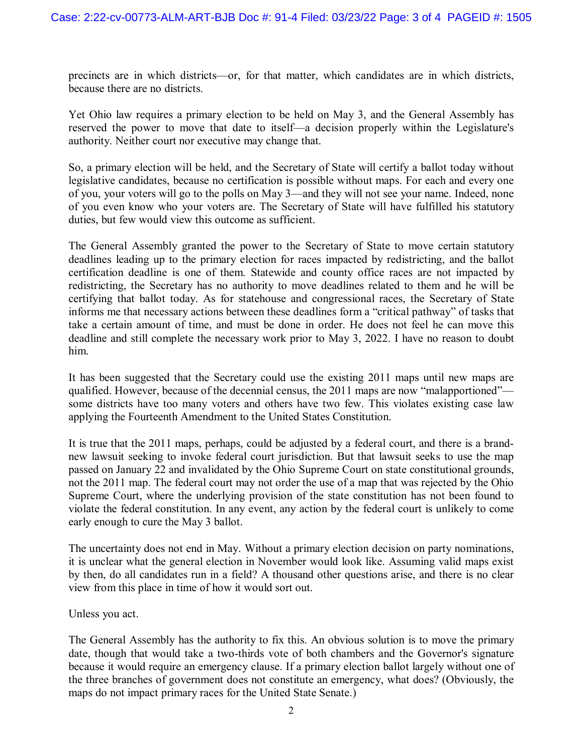precincts are in which districts—or, for that matter, which candidates are in which districts, because there are no districts.

Yet Ohio law requires a primary election to be held on May 3, and the General Assembly has reserved the power to move that date to itself—a decision properly within the Legislature's authority. Neither court nor executive may change that.

So, a primary election will be held, and the Secretary of State will certify a ballot today without legislative candidates, because no certification is possible without maps. For each and every one of you, your voters will go to the polls on May 3—and they will not see your name. Indeed, none of you even know who your voters are. The Secretary of State will have fulfilled his statutory duties, but few would view this outcome as sufficient.

The General Assembly granted the power to the Secretary of State to move certain statutory deadlines leading up to the primary election for races impacted by redistricting, and the ballot certification deadline is one of them. Statewide and county office races are not impacted by redistricting, the Secretary has no authority to move deadlines related to them and he will be certifying that ballot today. As for statehouse and congressional races, the Secretary of State informs me that necessary actions between these deadlines form a "critical pathway" of tasks that take a certain amount of time, and must be done in order. He does not feel he can move this deadline and still complete the necessary work prior to May 3, 2022. I have no reason to doubt him.

It has been suggested that the Secretary could use the existing 2011 maps until new maps are qualified. However, because of the decennial census, the 2011 maps are now "malapportioned"—some districts have too many voters and others have two few. This violates existing case law applying the Fourteenth Amendment to the United States Constitution.

It is true that the 2011 maps, perhaps, could be adjusted by a federal court, and there is a brand-new lawsuit seeking to invoke federal court jurisdiction. But that lawsuit seeks to use the map passed on January 22 and invalidated by the Ohio Supreme Court on state constitutional grounds, not the 2011 map. The federal court may not order the use of a map that was rejected by the Ohio Supreme Court, where the underlying provision of the state constitution has not been found to violate the federal constitution. In any event, any action by the federal court is unlikely to come early enough to cure the May 3 ballot.

The uncertainty does not end in May. Without a primary election decision on party nominations, it is unclear what the general election in November would look like. Assuming valid maps exist by then, do all candidates run in a field? A thousand other questions arise, and there is no clear view from this place in time of how it would sort out.

Unless you act.

The General Assembly has the authority to fix this. An obvious solution is to move the primary date, though that would take a two-thirds vote of both chambers and the Governor's signature because it would require an emergency clause. If a primary election ballot largely without one of the three branches of government does not constitute an emergency, what does? (Obviously, the maps do not impact primary races for the United State Senate.)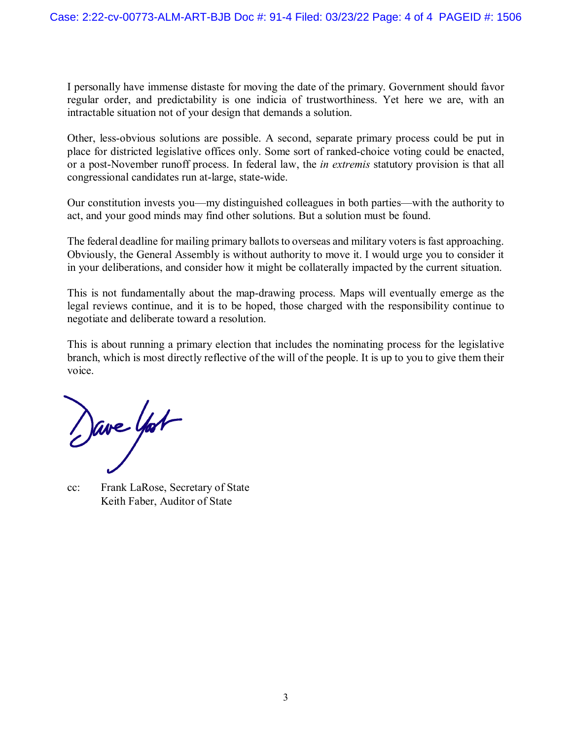I personally have immense distaste for moving the date of the primary. Government should favor regular order, and predictability is one indicia of trustworthiness. Yet here we are, with an intractable situation not of your design that demands a solution.

Other, less-obvious solutions are possible. A second, separate primary process could be put in place for districted legislative offices only. Some sort of ranked-choice voting could be enacted, or a post-November runoff process. In federal law, the *in extremis* statutory provision is that all congressional candidates run at-large, state-wide.

Our constitution invests you—my distinguished colleagues in both parties—with the authority to act, and your good minds may find other solutions. But a solution must be found.

The federal deadline for mailing primary ballots to overseas and military voters is fast approaching. Obviously, the General Assembly is without authority to move it. I would urge you to consider it in your deliberations, and consider how it might be collaterally impacted by the current situation.

This is not fundamentally about the map-drawing process. Maps will eventually emerge as the legal reviews continue, and it is to be hoped, those charged with the responsibility continue to negotiate and deliberate toward a resolution.

This is about running a primary election that includes the nominating process for the legislative branch, which is most directly reflective of the will of the people. It is up to you to give them their voice.

Dave Yost

cc: Frank LaRose, Secretary of State
Keith Faber, Auditor of State